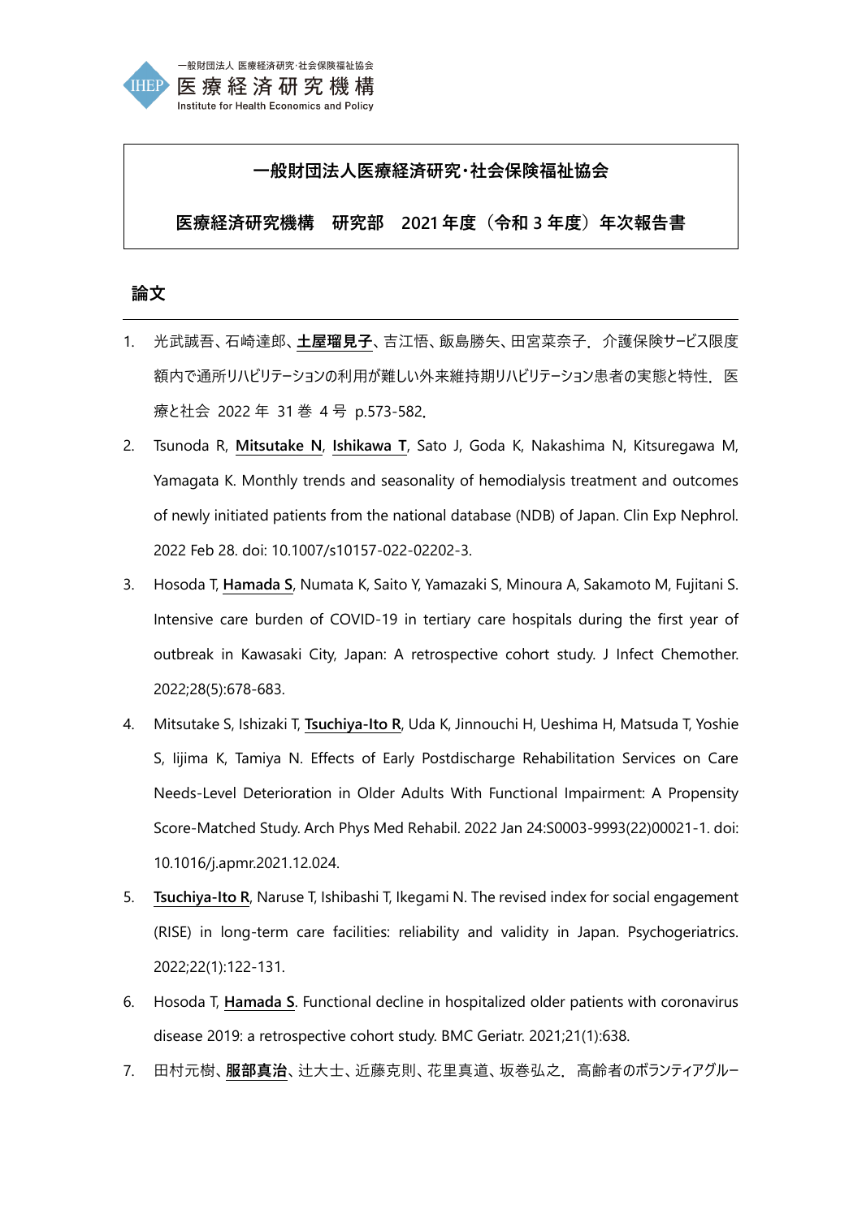一般財団法人 医療経済研究・社会保険福祉協会
IHEP 医療経済研究機構
Institute for Health Economics and Policy

**一般財団法人医療経済研究・社会保険福祉協会**

**医療経済研究機構　研究部　2021 年度（令和 3 年度）年次報告書**

## 論文

1. 光武誠吾、石崎達郎、**土屋瑠見子**、吉江悟、飯島勝矢、田宮菜奈子．介護保険サービス限度額内で通所リハビリテーションの利用が難しい外来維持期リハビリテーション患者の実態と特性．医療と社会 2022 年 31 巻 4 号 p.573-582.

2. Tsunoda R, **Mitsutake N**, **Ishikawa T**, Sato J, Goda K, Nakashima N, Kitsuregawa M, Yamagata K. Monthly trends and seasonality of hemodialysis treatment and outcomes of newly initiated patients from the national database (NDB) of Japan. Clin Exp Nephrol. 2022 Feb 28. doi: 10.1007/s10157-022-02202-3.

3. Hosoda T, **Hamada S**, Numata K, Saito Y, Yamazaki S, Minoura A, Sakamoto M, Fujitani S. Intensive care burden of COVID-19 in tertiary care hospitals during the first year of outbreak in Kawasaki City, Japan: A retrospective cohort study. J Infect Chemother. 2022;28(5):678-683.

4. Mitsutake S, Ishizaki T, **Tsuchiya-Ito R**, Uda K, Jinnouchi H, Ueshima H, Matsuda T, Yoshie S, Iijima K, Tamiya N. Effects of Early Postdischarge Rehabilitation Services on Care Needs-Level Deterioration in Older Adults With Functional Impairment: A Propensity Score-Matched Study. Arch Phys Med Rehabil. 2022 Jan 24:S0003-9993(22)00021-1. doi: 10.1016/j.apmr.2021.12.024.

5. **Tsuchiya-Ito R**, Naruse T, Ishibashi T, Ikegami N. The revised index for social engagement (RISE) in long-term care facilities: reliability and validity in Japan. Psychogeriatrics. 2022;22(1):122-131.

6. Hosoda T, **Hamada S**. Functional decline in hospitalized older patients with coronavirus disease 2019: a retrospective cohort study. BMC Geriatr. 2021;21(1):638.

7. 田村元樹、**服部真治**、辻大士、近藤克則、花里真道、坂巻弘之．高齢者のボランティアグルー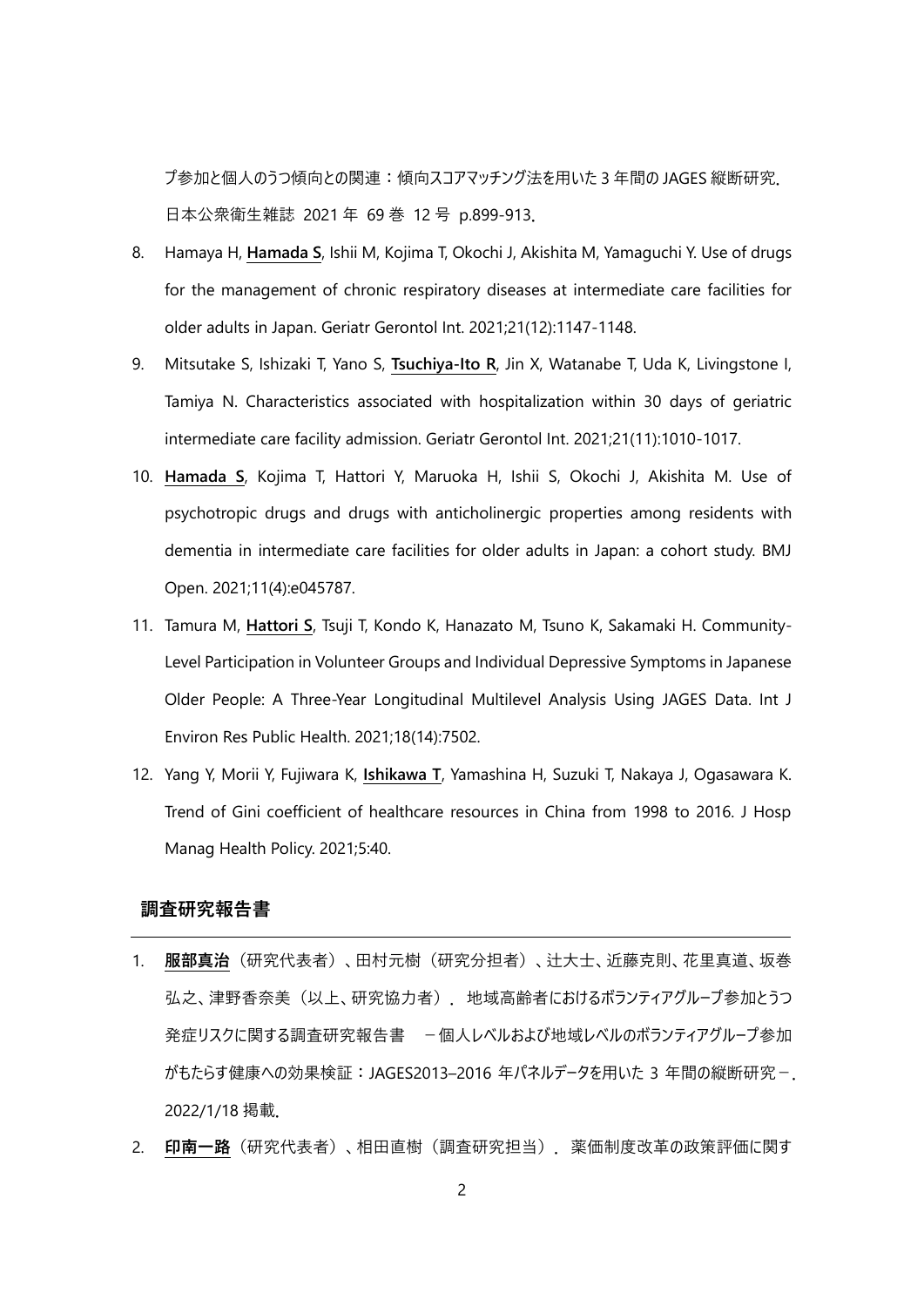プ参加と個人のうつ傾向との関連：傾向スコアマッチング法を用いた 3 年間の JAGES 縦断研究. 日本公衆衛生雑誌 2021 年 69 巻 12 号 p.899-913.

8. Hamaya H, **Hamada S**, Ishii M, Kojima T, Okochi J, Akishita M, Yamaguchi Y. Use of drugs for the management of chronic respiratory diseases at intermediate care facilities for older adults in Japan. Geriatr Gerontol Int. 2021;21(12):1147-1148.
9. Mitsutake S, Ishizaki T, Yano S, **Tsuchiya-Ito R**, Jin X, Watanabe T, Uda K, Livingstone I, Tamiya N. Characteristics associated with hospitalization within 30 days of geriatric intermediate care facility admission. Geriatr Gerontol Int. 2021;21(11):1010-1017.
10. **Hamada S**, Kojima T, Hattori Y, Maruoka H, Ishii S, Okochi J, Akishita M. Use of psychotropic drugs and drugs with anticholinergic properties among residents with dementia in intermediate care facilities for older adults in Japan: a cohort study. BMJ Open. 2021;11(4):e045787.
11. Tamura M, **Hattori S**, Tsuji T, Kondo K, Hanazato M, Tsuno K, Sakamaki H. Community-Level Participation in Volunteer Groups and Individual Depressive Symptoms in Japanese Older People: A Three-Year Longitudinal Multilevel Analysis Using JAGES Data. Int J Environ Res Public Health. 2021;18(14):7502.
12. Yang Y, Morii Y, Fujiwara K, **Ishikawa T**, Yamashina H, Suzuki T, Nakaya J, Ogasawara K. Trend of Gini coefficient of healthcare resources in China from 1998 to 2016. J Hosp Manag Health Policy. 2021;5:40.

## 調査研究報告書

1. **服部真治**（研究代表者）、田村元樹（研究分担者）、辻大士、近藤克則、花里真道、坂巻弘之、津野香奈美（以上、研究協力者）. 地域高齢者におけるボランティアグループ参加とうつ発症リスクに関する調査研究報告書 －個人レベルおよび地域レベルのボランティアグループ参加がもたらす健康への効果検証：JAGES2013–2016 年パネルデータを用いた 3 年間の縦断研究－. 2022/1/18 掲載.
2. **印南一路**（研究代表者）、相田直樹（調査研究担当）. 薬価制度改革の政策評価に関す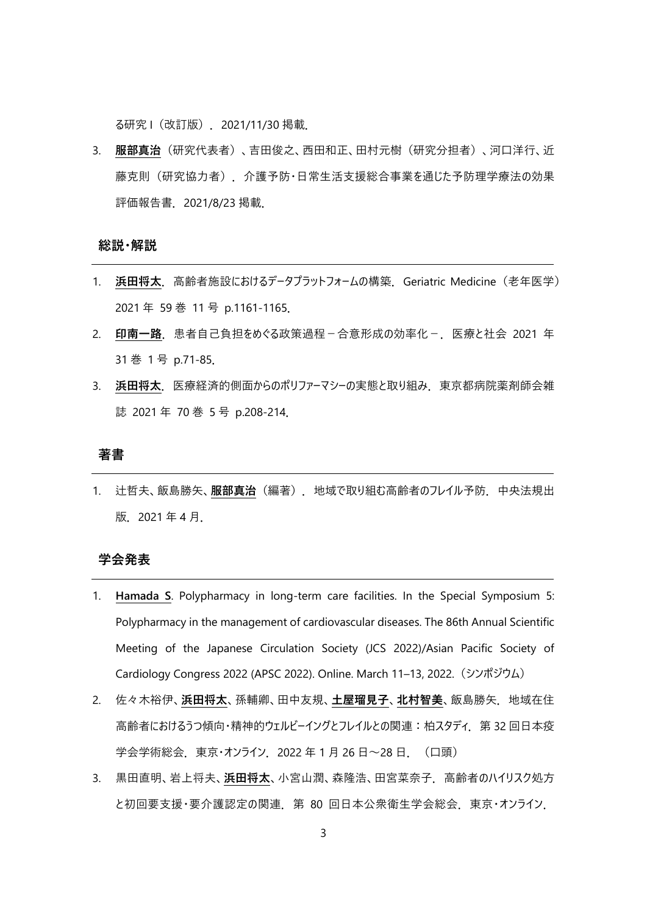る研究 I（改訂版）．2021/11/30 掲載．

3. **服部真治**（研究代表者）、吉田俊之、西田和正、田村元樹（研究分担者）、河口洋行、近藤克則（研究協力者）．介護予防・日常生活支援総合事業を通じた予防理学療法の効果評価報告書．2021/8/23 掲載．

## 総説・解説

1. **浜田将太**．高齢者施設におけるデータプラットフォームの構築．Geriatric Medicine（老年医学）2021 年 59 巻 11 号 p.1161-1165．
2. **印南一路**．患者自己負担をめぐる政策過程－合意形成の効率化－．医療と社会 2021 年 31 巻 1 号 p.71-85．
3. **浜田将太**．医療経済的側面からのポリファーマシーの実態と取り組み．東京都病院薬剤師会雑誌 2021 年 70 巻 5 号 p.208-214．

## 著書

1. 辻哲夫、飯島勝矢、**服部真治**（編著）．地域で取り組む高齢者のフレイル予防．中央法規出版．2021 年 4 月．

## 学会発表

1. **Hamada S**. Polypharmacy in long-term care facilities. In the Special Symposium 5: Polypharmacy in the management of cardiovascular diseases. The 86th Annual Scientific Meeting of the Japanese Circulation Society (JCS 2022)/Asian Pacific Society of Cardiology Congress 2022 (APSC 2022). Online. March 11–13, 2022.（シンポジウム）
2. 佐々木裕伊、**浜田将太**、孫輔卿、田中友規、**土屋瑠見子**、**北村智美**、飯島勝矢．地域在住高齢者におけるうつ傾向・精神的ウェルビーイングとフレイルとの関連：柏スタディ．第 32 回日本疫学会学術総会．東京・オンライン．2022 年 1 月 26 日～28 日．（口頭）
3. 黒田直明、岩上将夫、**浜田将太**、小宮山潤、森隆浩、田宮菜奈子．高齢者のハイリスク処方と初回要支援・要介護認定の関連．第 80 回日本公衆衛生学会総会．東京・オンライン．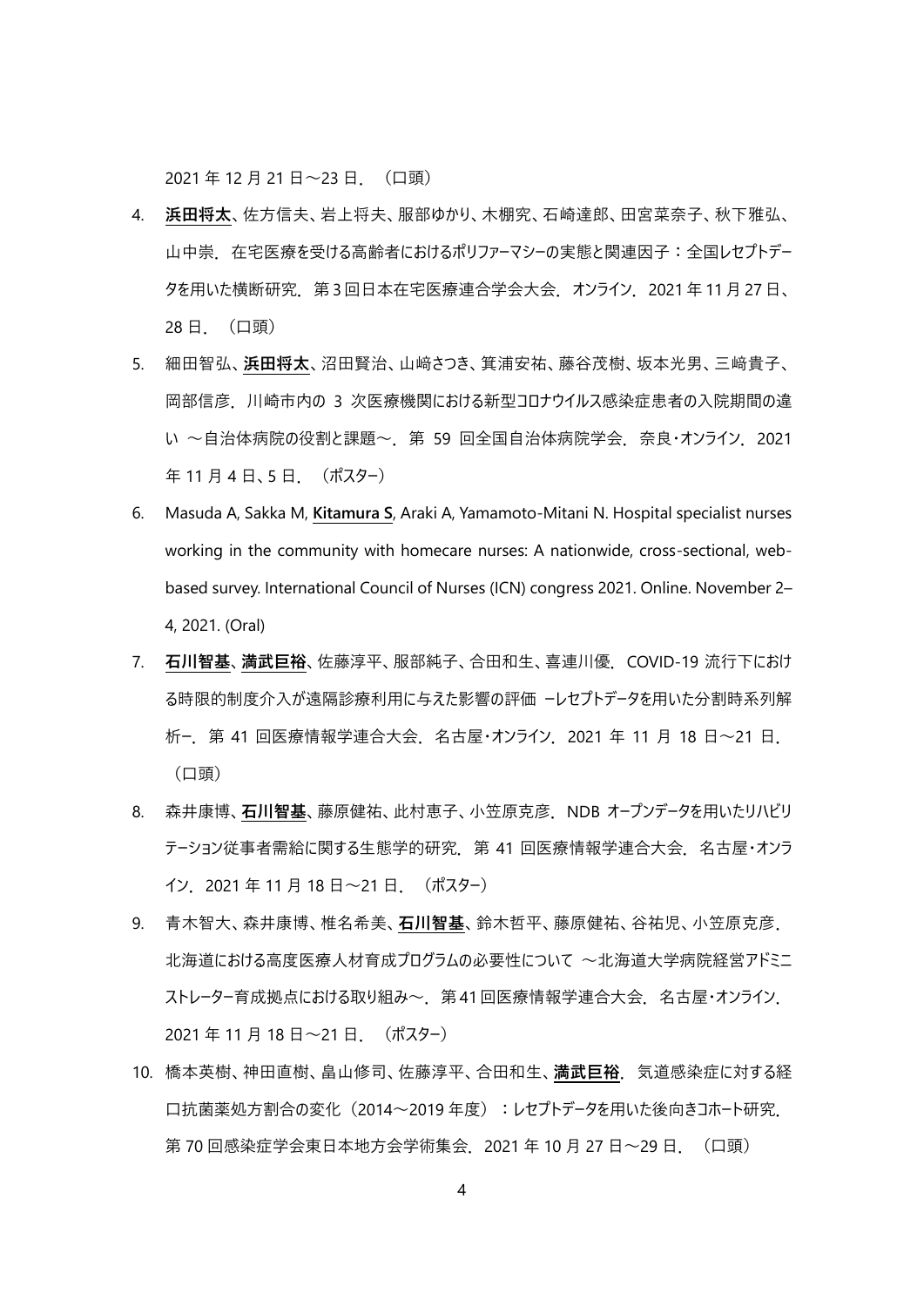2021 年 12 月 21 日～23 日．（口頭）

4. **浜田将太**、佐方信夫、岩上将夫、服部ゆかり、木棚究、石崎達郎、田宮菜奈子、秋下雅弘、山中崇．在宅医療を受ける高齢者におけるポリファーマシーの実態と関連因子：全国レセプトデータを用いた横断研究．第 3 回日本在宅医療連合学会大会．オンライン．2021 年 11 月 27 日、28 日．（口頭）
5. 細田智弘、**浜田将太**、沼田賢治、山﨑さつき、箕浦安祐、藤谷茂樹、坂本光男、三﨑貴子、岡部信彦．川崎市内の 3 次医療機関における新型コロナウイルス感染症患者の入院期間の違い ～自治体病院の役割と課題～．第 59 回全国自治体病院学会．奈良・オンライン．2021 年 11 月 4 日、5 日．（ポスター）
6. Masuda A, Sakka M, **Kitamura S**, Araki A, Yamamoto-Mitani N. Hospital specialist nurses working in the community with homecare nurses: A nationwide, cross-sectional, web-based survey. International Council of Nurses (ICN) congress 2021. Online. November 2–4, 2021. (Oral)
7. **石川智基**、**満武巨裕**、佐藤淳平、服部純子、合田和生、喜連川優．COVID-19 流行下における時限的制度介入が遠隔診療利用に与えた影響の評価 －レセプトデータを用いた分割時系列解析－．第 41 回医療情報学連合大会．名古屋・オンライン．2021 年 11 月 18 日～21 日．（口頭）
8. 森井康博、**石川智基**、藤原健祐、此村恵子、小笠原克彦．NDB オープンデータを用いたリハビリテーション従事者需給に関する生態学的研究．第 41 回医療情報学連合大会．名古屋・オンライン．2021 年 11 月 18 日～21 日．（ポスター）
9. 青木智大、森井康博、椎名希美、**石川智基**、鈴木哲平、藤原健祐、谷祐児、小笠原克彦．北海道における高度医療人材育成プログラムの必要性について ～北海道大学病院経営アドミニストレーター育成拠点における取り組み～．第 41 回医療情報学連合大会．名古屋・オンライン．2021 年 11 月 18 日～21 日．（ポスター）
10. 橋本英樹、神田直樹、畠山修司、佐藤淳平、合田和生、**満武巨裕**．気道感染症に対する経口抗菌薬処方割合の変化（2014～2019 年度）：レセプトデータを用いた後向きコホート研究．第 70 回感染症学会東日本地方会学術集会．2021 年 10 月 27 日～29 日．（口頭）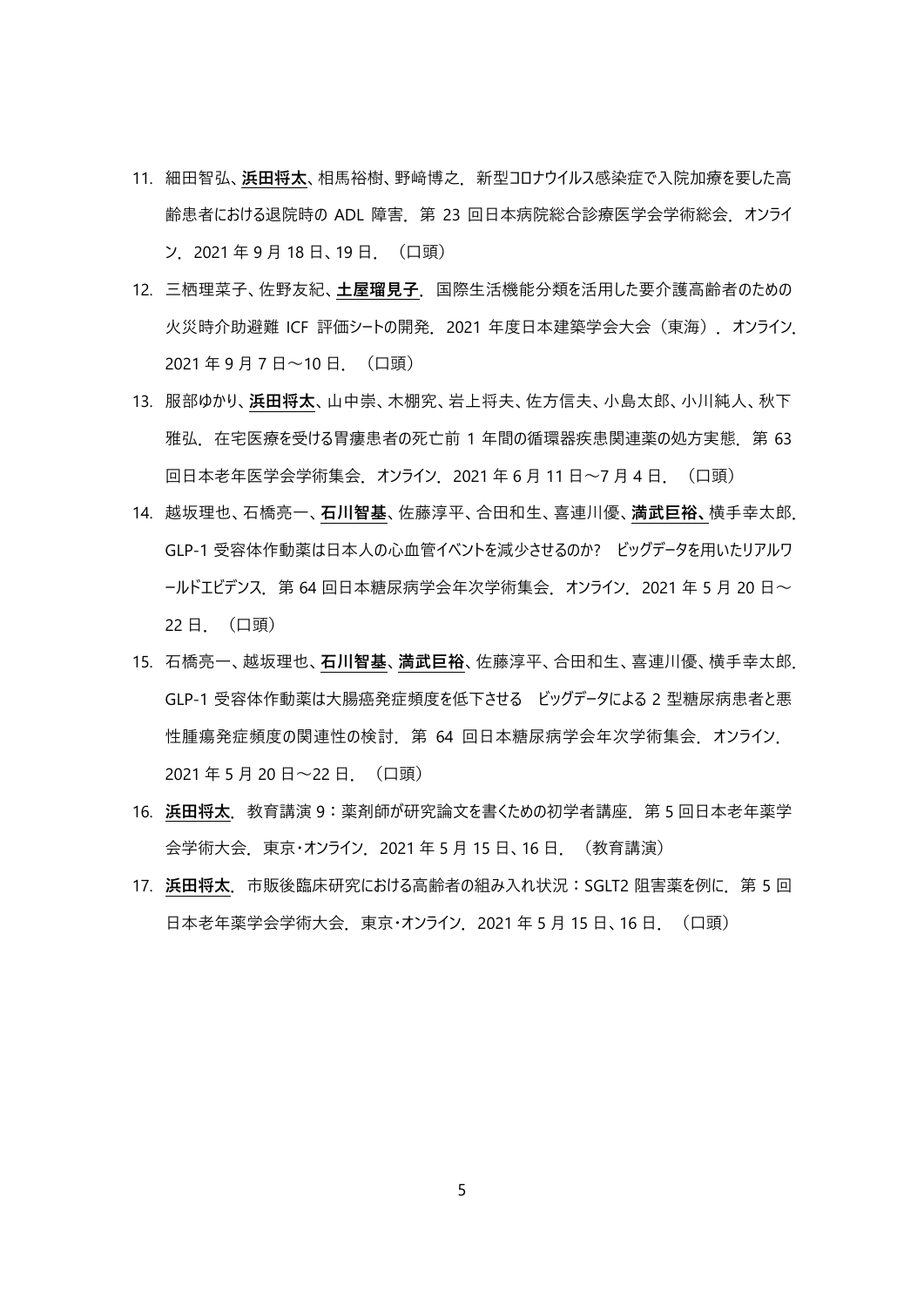11. 細田智弘、**浜田将太**、相馬裕樹、野﨑博之．新型コロナウイルス感染症で入院加療を要した高齢患者における退院時の ADL 障害．第 23 回日本病院総合診療医学会学術総会．オンライン．2021 年 9 月 18 日、19 日．（口頭）
12. 三栖理菜子、佐野友紀、**土屋瑠見子**．国際生活機能分類を活用した要介護高齢者のための火災時介助避難 ICF 評価シートの開発．2021 年度日本建築学会大会（東海）．オンライン．2021 年 9 月 7 日～10 日．（口頭）
13. 服部ゆかり、**浜田将太**、山中崇、木棚究、岩上将夫、佐方信夫、小島太郎、小川純人、秋下雅弘．在宅医療を受ける胃瘻患者の死亡前 1 年間の循環器疾患関連薬の処方実態．第 63 回日本老年医学会学術集会．オンライン．2021 年 6 月 11 日～7 月 4 日．（口頭）
14. 越坂理也、石橋亮一、**石川智基**、佐藤淳平、合田和生、喜連川優、**満武巨裕**、横手幸太郎．GLP-1 受容体作動薬は日本人の心血管イベントを減少させるのか？ ビッグデータを用いたリアルワールドエビデンス．第 64 回日本糖尿病学会年次学術集会．オンライン．2021 年 5 月 20 日～22 日．（口頭）
15. 石橋亮一、越坂理也、**石川智基**、**満武巨裕**、佐藤淳平、合田和生、喜連川優、横手幸太郎．GLP-1 受容体作動薬は大腸癌発症頻度を低下させる ビッグデータによる 2 型糖尿病患者と悪性腫瘍発症頻度の関連性の検討．第 64 回日本糖尿病学会年次学術集会．オンライン．2021 年 5 月 20 日～22 日．（口頭）
16. **浜田将太**．教育講演 9：薬剤師が研究論文を書くための初学者講座．第 5 回日本老年薬学会学術大会．東京・オンライン．2021 年 5 月 15 日、16 日．（教育講演）
17. **浜田将太**．市販後臨床研究における高齢者の組み入れ状況：SGLT2 阻害薬を例に．第 5 回日本老年薬学会学術大会．東京・オンライン．2021 年 5 月 15 日、16 日．（口頭）